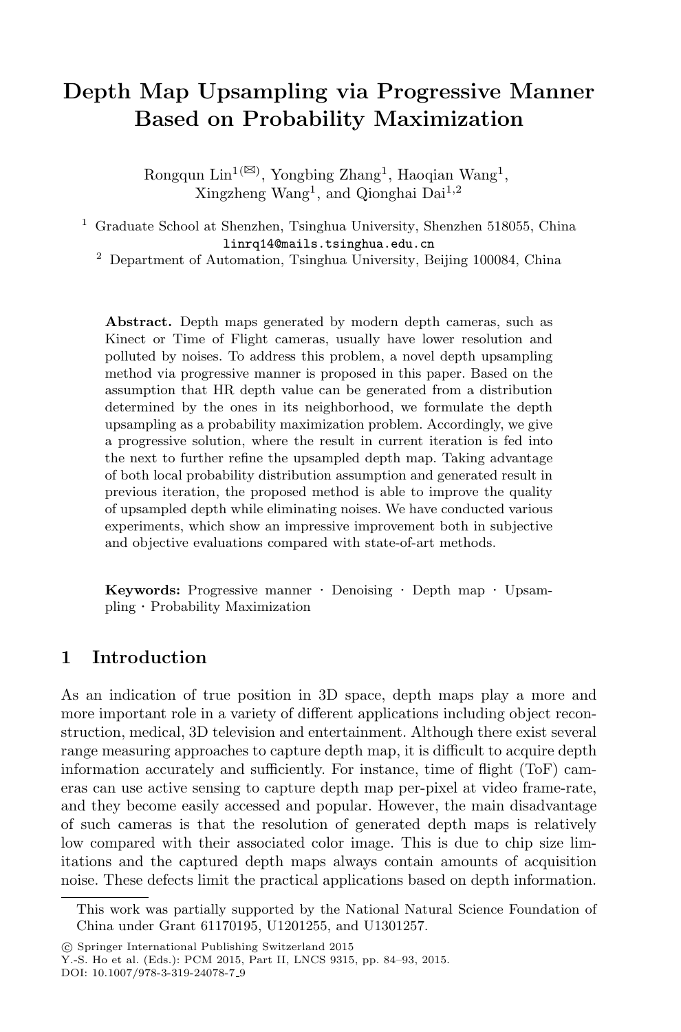# Depth Map Upsampling via Progressive Manner Based on Probability Maximization

Rongqun Lin[1(✉)], Yongbing Zhang[1], Haoqian Wang[1], Xingzheng Wang[1], and Qionghai Dai[1,2]

[1] Graduate School at Shenzhen, Tsinghua University, Shenzhen 518055, China
linrq14@mails.tsinghua.edu.cn

[2] Department of Automation, Tsinghua University, Beijing 100084, China

**Abstract.** Depth maps generated by modern depth cameras, such as Kinect or Time of Flight cameras, usually have lower resolution and polluted by noises. To address this problem, a novel depth upsampling method via progressive manner is proposed in this paper. Based on the assumption that HR depth value can be generated from a distribution determined by the ones in its neighborhood, we formulate the depth upsampling as a probability maximization problem. Accordingly, we give a progressive solution, where the result in current iteration is fed into the next to further refine the upsampled depth map. Taking advantage of both local probability distribution assumption and generated result in previous iteration, the proposed method is able to improve the quality of upsampled depth while eliminating noises. We have conducted various experiments, which show an impressive improvement both in subjective and objective evaluations compared with state-of-art methods.

**Keywords:** Progressive manner · Denoising · Depth map · Upsampling · Probability Maximization

## 1 Introduction

As an indication of true position in 3D space, depth maps play a more and more important role in a variety of different applications including object reconstruction, medical, 3D television and entertainment. Although there exist several range measuring approaches to capture depth map, it is difficult to acquire depth information accurately and sufficiently. For instance, time of flight (ToF) cameras can use active sensing to capture depth map per-pixel at video frame-rate, and they become easily accessed and popular. However, the main disadvantage of such cameras is that the resolution of generated depth maps is relatively low compared with their associated color image. This is due to chip size limitations and the captured depth maps always contain amounts of acquisition noise. These defects limit the practical applications based on depth information.

This work was partially supported by the National Natural Science Foundation of China under Grant 61170195, U1201255, and U1301257.

© Springer International Publishing Switzerland 2015
Y.-S. Ho et al. (Eds.): PCM 2015, Part II, LNCS 9315, pp. 84–93, 2015.
DOI: 10.1007/978-3-319-24078-7_9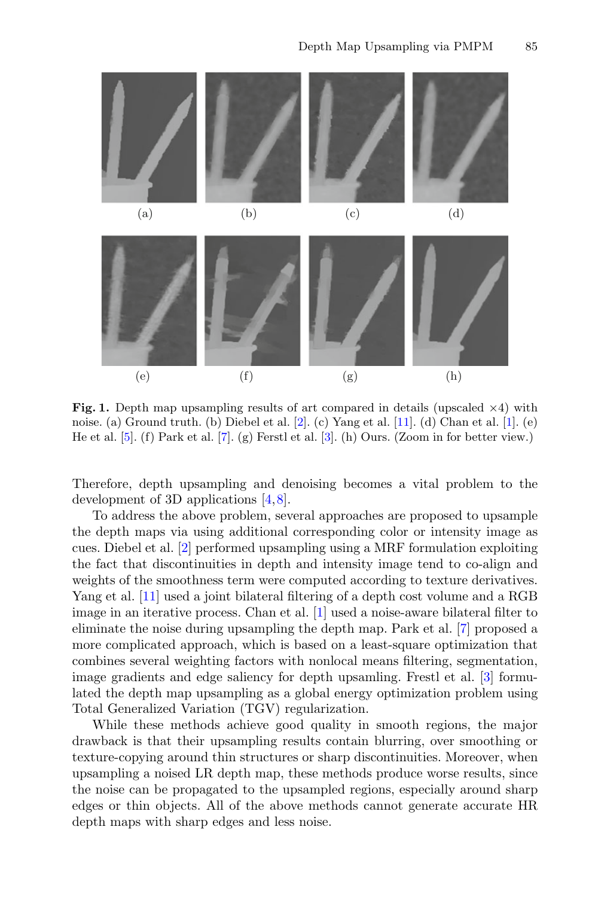(a) (b) (c) (d)

(e) (f) (g) (h)

**Fig. 1.** Depth map upsampling results of art compared in details (upscaled $\times 4$) with noise. (a) Ground truth. (b) Diebel et al. [2]. (c) Yang et al. [11]. (d) Chan et al. [1]. (e) He et al. [5]. (f) Park et al. [7]. (g) Ferstl et al. [3]. (h) Ours. (Zoom in for better view.)

Therefore, depth upsampling and denoising becomes a vital problem to the development of 3D applications [4,8].

To address the above problem, several approaches are proposed to upsample the depth maps via using additional corresponding color or intensity image as cues. Diebel et al. [2] performed upsampling using a MRF formulation exploiting the fact that discontinuities in depth and intensity image tend to co-align and weights of the smoothness term were computed according to texture derivatives. Yang et al. [11] used a joint bilateral filtering of a depth cost volume and a RGB image in an iterative process. Chan et al. [1] used a noise-aware bilateral filter to eliminate the noise during upsampling the depth map. Park et al. [7] proposed a more complicated approach, which is based on a least-square optimization that combines several weighting factors with nonlocal means filtering, segmentation, image gradients and edge saliency for depth upsamling. Frestl et al. [3] formulated the depth map upsampling as a global energy optimization problem using Total Generalized Variation (TGV) regularization.

While these methods achieve good quality in smooth regions, the major drawback is that their upsampling results contain blurring, over smoothing or texture-copying around thin structures or sharp discontinuities. Moreover, when upsampling a noised LR depth map, these methods produce worse results, since the noise can be propagated to the upsampled regions, especially around sharp edges or thin objects. All of the above methods cannot generate accurate HR depth maps with sharp edges and less noise.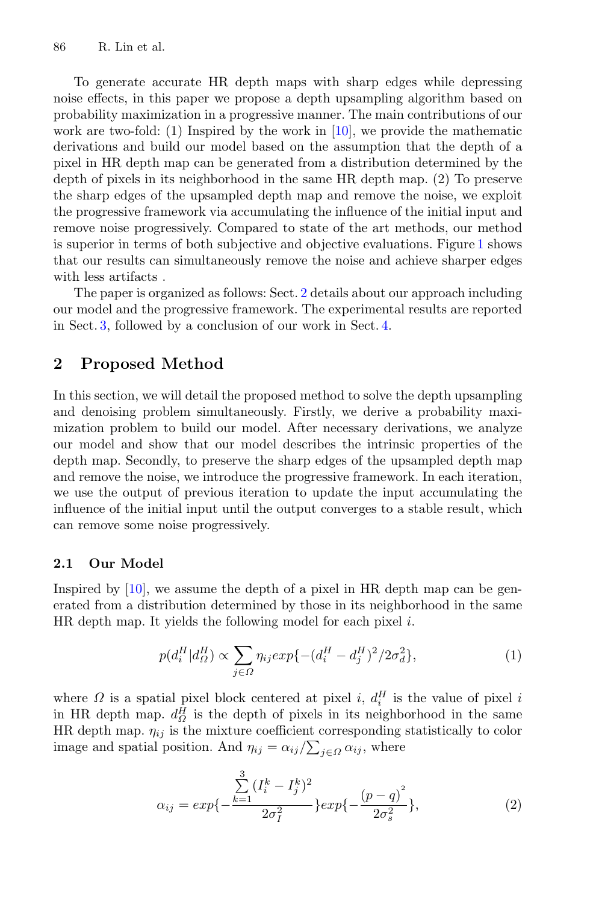To generate accurate HR depth maps with sharp edges while depressing noise effects, in this paper we propose a depth upsampling algorithm based on probability maximization in a progressive manner. The main contributions of our work are two-fold: (1) Inspired by the work in [10], we provide the mathematic derivations and build our model based on the assumption that the depth of a pixel in HR depth map can be generated from a distribution determined by the depth of pixels in its neighborhood in the same HR depth map. (2) To preserve the sharp edges of the upsampled depth map and remove the noise, we exploit the progressive framework via accumulating the influence of the initial input and remove noise progressively. Compared to state of the art methods, our method is superior in terms of both subjective and objective evaluations. Figure 1 shows that our results can simultaneously remove the noise and achieve sharper edges with less artifacts .

The paper is organized as follows: Sect. 2 details about our approach including our model and the progressive framework. The experimental results are reported in Sect. 3, followed by a conclusion of our work in Sect. 4.

## 2 Proposed Method

In this section, we will detail the proposed method to solve the depth upsampling and denoising problem simultaneously. Firstly, we derive a probability maximization problem to build our model. After necessary derivations, we analyze our model and show that our model describes the intrinsic properties of the depth map. Secondly, to preserve the sharp edges of the upsampled depth map and remove the noise, we introduce the progressive framework. In each iteration, we use the output of previous iteration to update the input accumulating the influence of the initial input until the output converges to a stable result, which can remove some noise progressively.

### 2.1 Our Model

Inspired by [10], we assume the depth of a pixel in HR depth map can be generated from a distribution determined by those in its neighborhood in the same HR depth map. It yields the following model for each pixel $i$.

$$p(d_i^H | d_\Omega^H) \propto \sum_{j \in \Omega} \eta_{ij} exp\{-(d_i^H - d_j^H)^2 / 2\sigma_d^2\}, \tag{1}$$

where $\Omega$ is a spatial pixel block centered at pixel $i$, $d_i^H$ is the value of pixel $i$ in HR depth map. $d_\Omega^H$ is the depth of pixels in its neighborhood in the same HR depth map. $\eta_{ij}$ is the mixture coefficient corresponding statistically to color image and spatial position. And $\eta_{ij} = \alpha_{ij} / \sum_{j \in \Omega} \alpha_{ij}$, where

$$\alpha_{ij} = exp\{-\frac{\sum_{k=1}^{3}(I_i^k - I_j^k)^2}{2\sigma_I^2}\} exp\{-\frac{(p-q)^2}{2\sigma_s^2}\}, \tag{2}$$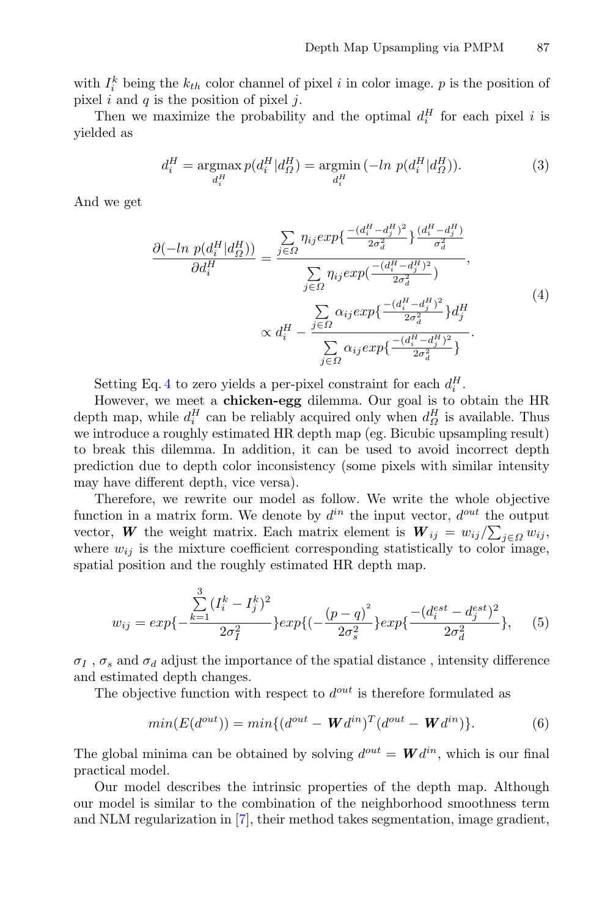with $I_i^k$ being the $k_{th}$ color channel of pixel $i$ in color image. $p$ is the position of pixel $i$ and $q$ is the position of pixel $j$.

Then we maximize the probability and the optimal $d_i^H$ for each pixel $i$ is yielded as

$$d_i^H = \underset{d_i^H}{\operatorname{argmax}}\, p(d_i^H | d_\Omega^H) = \underset{d_i^H}{\operatorname{argmin}}\, (-ln\ p(d_i^H | d_\Omega^H)). \tag{3}$$

And we get

$$\begin{aligned} \frac{\partial(-ln\ p(d_i^H | d_\Omega^H))}{\partial d_i^H} &= \frac{\sum\limits_{j \in \Omega} \eta_{ij} exp\{\frac{-(d_i^H - d_j^H)^2}{2\sigma_d^2}\} \frac{(d_i^H - d_j^H)}{\sigma_d^2}}{\sum\limits_{j \in \Omega} \eta_{ij} exp(\frac{-(d_i^H - d_j^H)^2}{2\sigma_d^2})}, \\ &\propto d_i^H - \frac{\sum\limits_{j \in \Omega} \alpha_{ij} exp\{\frac{-(d_i^H - d_j^H)^2}{2\sigma_d^2}\} d_j^H}{\sum\limits_{j \in \Omega} \alpha_{ij} exp\{\frac{-(d_i^H - d_j^H)^2}{2\sigma_d^2}\}}. \end{aligned} \tag{4}$$

Setting Eq. 4 to zero yields a per-pixel constraint for each $d_i^H$.

However, we meet a **chicken-egg** dilemma. Our goal is to obtain the HR depth map, while $d_i^H$ can be reliably acquired only when $d_\Omega^H$ is available. Thus we introduce a roughly estimated HR depth map (eg. Bicubic upsampling result) to break this dilemma. In addition, it can be used to avoid incorrect depth prediction due to depth color inconsistency (some pixels with similar intensity may have different depth, vice versa).

Therefore, we rewrite our model as follow. We write the whole objective function in a matrix form. We denote by $d^{in}$ the input vector, $d^{out}$ the output vector, $\boldsymbol{W}$ the weight matrix. Each matrix element is $\boldsymbol{W}_{ij} = w_{ij} / \sum_{j \in \Omega} w_{ij}$, where $w_{ij}$ is the mixture coefficient corresponding statistically to color image, spatial position and the roughly estimated HR depth map.

$$w_{ij} = exp\{-\frac{\sum\limits_{k=1}^{3} (I_i^k - I_j^k)^2}{2\sigma_I^2}\} exp\{(-\frac{(p-q)^2}{2\sigma_s^2}\} exp\{\frac{-(d_i^{est} - d_j^{est})^2}{2\sigma_d^2}\}, \tag{5}$$

$\sigma_I$ , $\sigma_s$ and $\sigma_d$ adjust the importance of the spatial distance , intensity difference and estimated depth changes.

The objective function with respect to $d^{out}$ is therefore formulated as

$$min(E(d^{out})) = min\{(d^{out} - \boldsymbol{W} d^{in})^T (d^{out} - \boldsymbol{W} d^{in})\}. \tag{6}$$

The global minima can be obtained by solving $d^{out} = \boldsymbol{W} d^{in}$, which is our final practical model.

Our model describes the intrinsic properties of the depth map. Although our model is similar to the combination of the neighborhood smoothness term and NLM regularization in [7], their method takes segmentation, image gradient,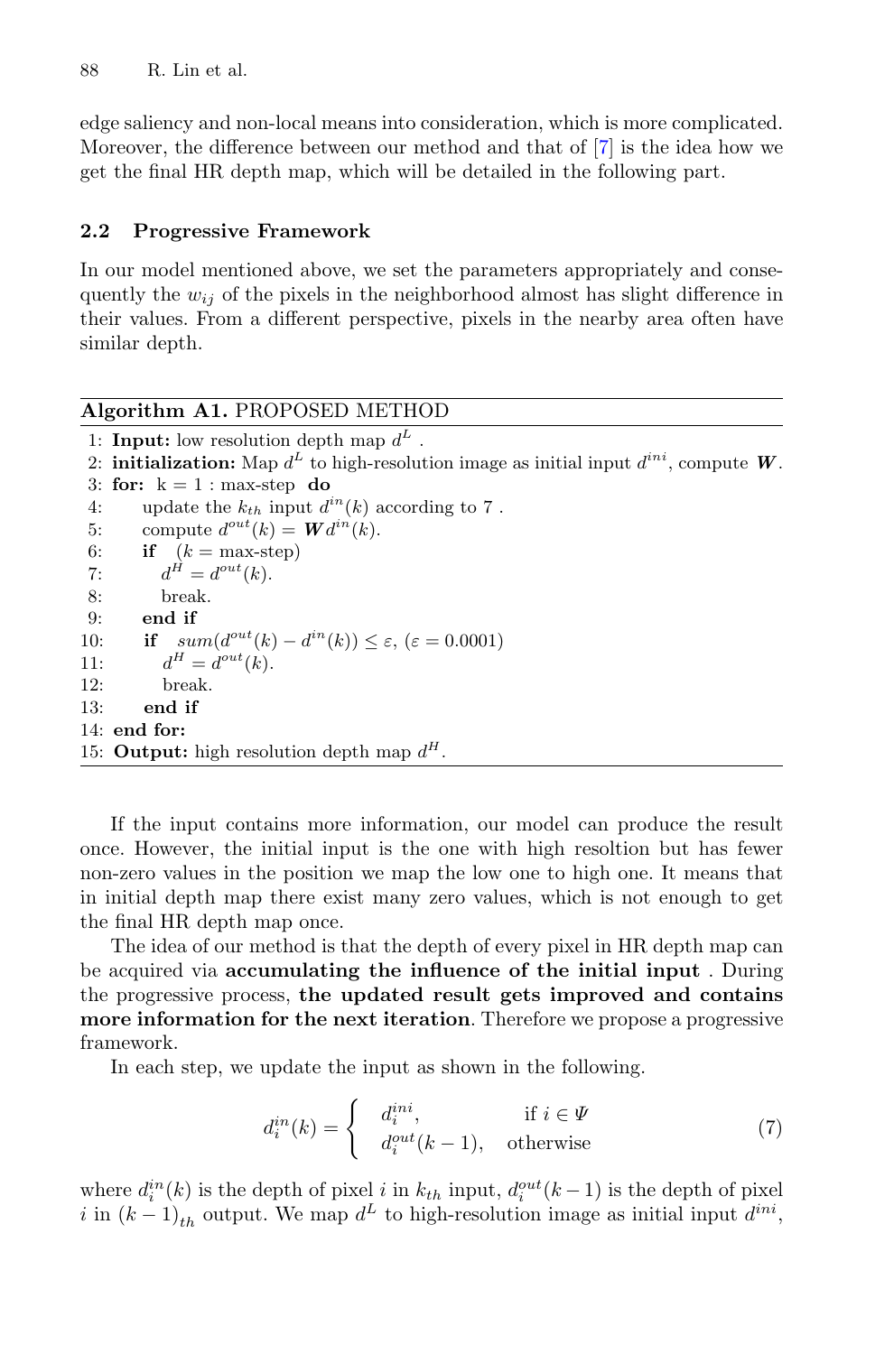edge saliency and non-local means into consideration, which is more complicated. Moreover, the difference between our method and that of [7] is the idea how we get the final HR depth map, which will be detailed in the following part.

### 2.2 Progressive Framework

In our model mentioned above, we set the parameters appropriately and consequently the $w_{ij}$ of the pixels in the neighborhood almost has slight difference in their values. From a different perspective, pixels in the nearby area often have similar depth.

**Algorithm A1.** PROPOSED METHOD

```
1: Input: low resolution depth map d^L .
2: initialization: Map d^L to high-resolution image as initial input d^ini, compute W.
3: for: k = 1 : max-step do
4:     update the k_th input d^in(k) according to 7 .
5:     compute d^out(k) = W d^in(k).
6:     if (k = max-step)
7:         d^H = d^out(k).
8:         break.
9:     end if
10:    if sum(d^out(k) − d^in(k)) ≤ ε, (ε = 0.0001)
11:        d^H = d^out(k).
12:        break.
13:    end if
14: end for:
15: Output: high resolution depth map d^H.
```

If the input contains more information, our model can produce the result once. However, the initial input is the one with high resoltion but has fewer non-zero values in the position we map the low one to high one. It means that in initial depth map there exist many zero values, which is not enough to get the final HR depth map once.

The idea of our method is that the depth of every pixel in HR depth map can be acquired via **accumulating the influence of the initial input** . During the progressive process, **the updated result gets improved and contains more information for the next iteration**. Therefore we propose a progressive framework.

In each step, we update the input as shown in the following.

$$d_i^{in}(k) = \begin{cases} d_i^{ini}, & \text{if } i \in \Psi \\ d_i^{out}(k-1), & \text{otherwise} \end{cases} \tag{7}$$

where $d_i^{in}(k)$ is the depth of pixel $i$ in $k_{th}$ input, $d_i^{out}(k-1)$ is the depth of pixel $i$ in $(k-1)_{th}$ output. We map $d^L$ to high-resolution image as initial input $d^{ini}$,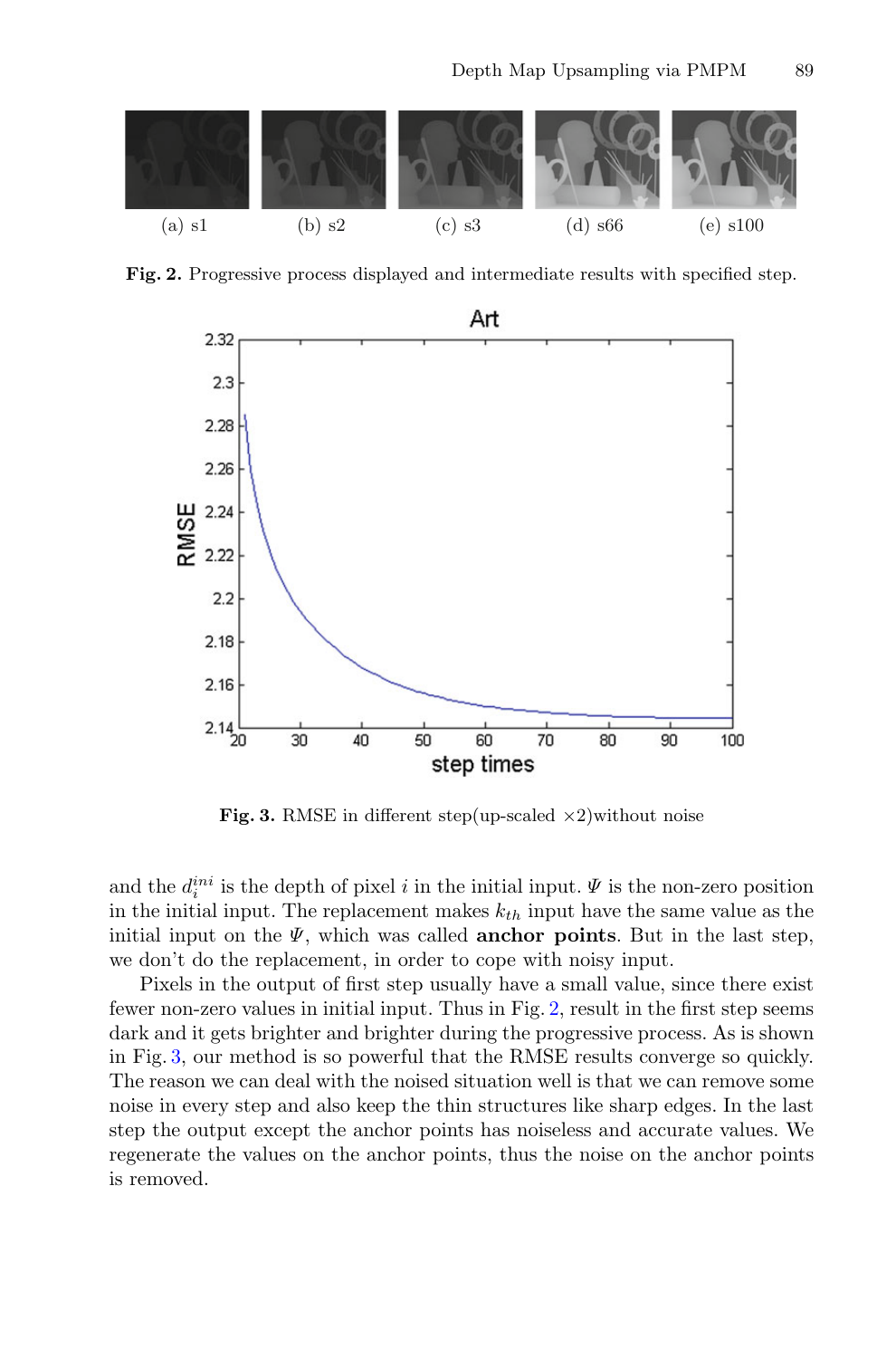(a) s1 (b) s2 (c) s3 (d) s66 (e) s100

**Fig. 2.** Progressive process displayed and intermediate results with specified step.

**Fig. 3.** RMSE in different step(up-scaled ×2)without noise

and the $d_i^{ini}$ is the depth of pixel $i$ in the initial input. $\Psi$ is the non-zero position in the initial input. The replacement makes $k_{th}$ input have the same value as the initial input on the $\Psi$, which was called **anchor points**. But in the last step, we don't do the replacement, in order to cope with noisy input.

Pixels in the output of first step usually have a small value, since there exist fewer non-zero values in initial input. Thus in Fig. 2, result in the first step seems dark and it gets brighter and brighter during the progressive process. As is shown in Fig. 3, our method is so powerful that the RMSE results converge so quickly. The reason we can deal with the noised situation well is that we can remove some noise in every step and also keep the thin structures like sharp edges. In the last step the output except the anchor points has noiseless and accurate values. We regenerate the values on the anchor points, thus the noise on the anchor points is removed.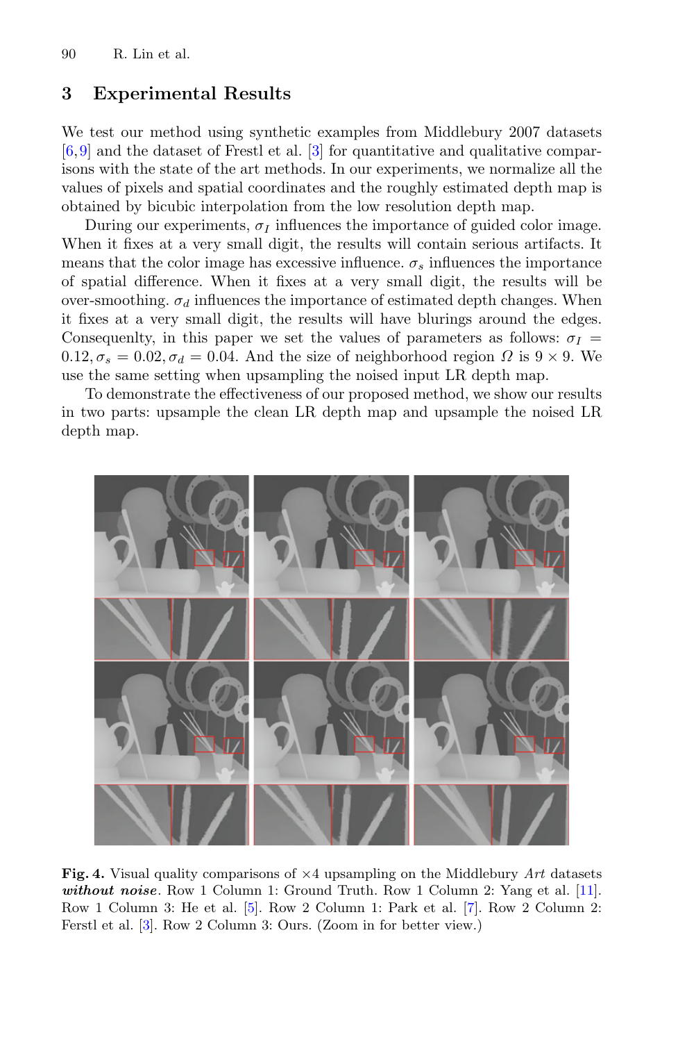## 3 Experimental Results

We test our method using synthetic examples from Middlebury 2007 datasets [6,9] and the dataset of Frestl et al. [3] for quantitative and qualitative comparisons with the state of the art methods. In our experiments, we normalize all the values of pixels and spatial coordinates and the roughly estimated depth map is obtained by bicubic interpolation from the low resolution depth map.

During our experiments, $\sigma_I$ influences the importance of guided color image. When it fixes at a very small digit, the results will contain serious artifacts. It means that the color image has excessive influence. $\sigma_s$ influences the importance of spatial difference. When it fixes at a very small digit, the results will be over-smoothing. $\sigma_d$ influences the importance of estimated depth changes. When it fixes at a very small digit, the results will have blurings around the edges. Consequenlty, in this paper we set the values of parameters as follows: $\sigma_I = 0.12, \sigma_s = 0.02, \sigma_d = 0.04$. And the size of neighborhood region $\Omega$ is $9 \times 9$. We use the same setting when upsampling the noised input LR depth map.

To demonstrate the effectiveness of our proposed method, we show our results in two parts: upsample the clean LR depth map and upsample the noised LR depth map.

**Fig. 4.** Visual quality comparisons of $\times 4$ upsampling on the Middlebury *Art* datasets ***without noise***. Row 1 Column 1: Ground Truth. Row 1 Column 2: Yang et al. [11]. Row 1 Column 3: He et al. [5]. Row 2 Column 1: Park et al. [7]. Row 2 Column 2: Ferstl et al. [3]. Row 2 Column 3: Ours. (Zoom in for better view.)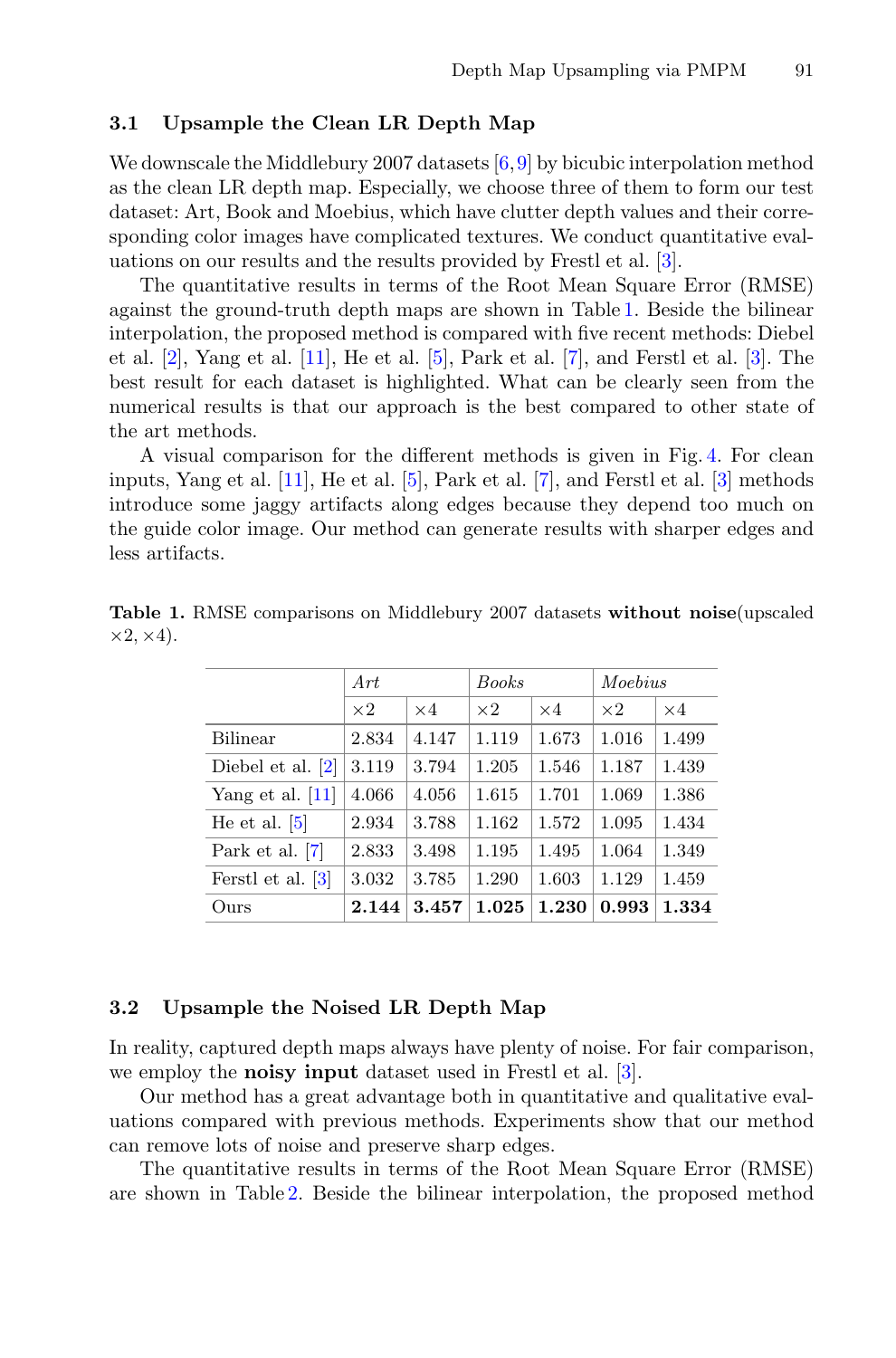### 3.1 Upsample the Clean LR Depth Map

We downscale the Middlebury 2007 datasets [6,9] by bicubic interpolation method as the clean LR depth map. Especially, we choose three of them to form our test dataset: Art, Book and Moebius, which have clutter depth values and their corresponding color images have complicated textures. We conduct quantitative evaluations on our results and the results provided by Frestl et al. [3].

The quantitative results in terms of the Root Mean Square Error (RMSE) against the ground-truth depth maps are shown in Table 1. Beside the bilinear interpolation, the proposed method is compared with five recent methods: Diebel et al. [2], Yang et al. [11], He et al. [5], Park et al. [7], and Ferstl et al. [3]. The best result for each dataset is highlighted. What can be clearly seen from the numerical results is that our approach is the best compared to other state of the art methods.

A visual comparison for the different methods is given in Fig. 4. For clean inputs, Yang et al. [11], He et al. [5], Park et al. [7], and Ferstl et al. [3] methods introduce some jaggy artifacts along edges because they depend too much on the guide color image. Our method can generate results with sharper edges and less artifacts.

**Table 1.** RMSE comparisons on Middlebury 2007 datasets **without noise**(upscaled $\times 2$, $\times 4$).

| | *Art* | | *Books* | | *Moebius* | |
|---|---|---|---|---|---|---|
| | $\times 2$ | $\times 4$ | $\times 2$ | $\times 4$ | $\times 2$ | $\times 4$ |
| Bilinear | 2.834 | 4.147 | 1.119 | 1.673 | 1.016 | 1.499 |
| Diebel et al. [2] | 3.119 | 3.794 | 1.205 | 1.546 | 1.187 | 1.439 |
| Yang et al. [11] | 4.066 | 4.056 | 1.615 | 1.701 | 1.069 | 1.386 |
| He et al. [5] | 2.934 | 3.788 | 1.162 | 1.572 | 1.095 | 1.434 |
| Park et al. [7] | 2.833 | 3.498 | 1.195 | 1.495 | 1.064 | 1.349 |
| Ferstl et al. [3] | 3.032 | 3.785 | 1.290 | 1.603 | 1.129 | 1.459 |
| Ours | **2.144** | **3.457** | **1.025** | **1.230** | **0.993** | **1.334** |

### 3.2 Upsample the Noised LR Depth Map

In reality, captured depth maps always have plenty of noise. For fair comparison, we employ the **noisy input** dataset used in Frestl et al. [3].

Our method has a great advantage both in quantitative and qualitative evaluations compared with previous methods. Experiments show that our method can remove lots of noise and preserve sharp edges.

The quantitative results in terms of the Root Mean Square Error (RMSE) are shown in Table 2. Beside the bilinear interpolation, the proposed method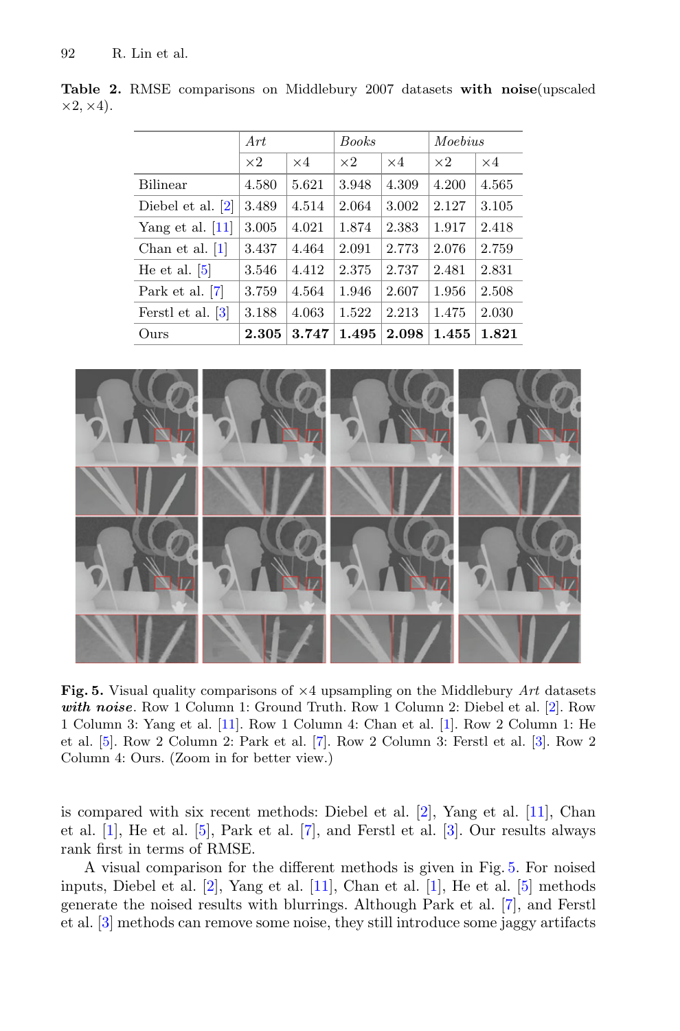**Table 2.** RMSE comparisons on Middlebury 2007 datasets **with noise**(upscaled $\times 2, \times 4$).

| | *Art* | | *Books* | | *Moebius* | |
|---|---|---|---|---|---|---|
| | $\times 2$ | $\times 4$ | $\times 2$ | $\times 4$ | $\times 2$ | $\times 4$ |
| Bilinear | 4.580 | 5.621 | 3.948 | 4.309 | 4.200 | 4.565 |
| Diebel et al. [2] | 3.489 | 4.514 | 2.064 | 3.002 | 2.127 | 3.105 |
| Yang et al. [11] | 3.005 | 4.021 | 1.874 | 2.383 | 1.917 | 2.418 |
| Chan et al. [1] | 3.437 | 4.464 | 2.091 | 2.773 | 2.076 | 2.759 |
| He et al. [5] | 3.546 | 4.412 | 2.375 | 2.737 | 2.481 | 2.831 |
| Park et al. [7] | 3.759 | 4.564 | 1.946 | 2.607 | 1.956 | 2.508 |
| Ferstl et al. [3] | 3.188 | 4.063 | 1.522 | 2.213 | 1.475 | 2.030 |
| Ours | **2.305** | **3.747** | **1.495** | **2.098** | **1.455** | **1.821** |

**Fig. 5.** Visual quality comparisons of $\times 4$ upsampling on the Middlebury *Art* datasets ***with noise***. Row 1 Column 1: Ground Truth. Row 1 Column 2: Diebel et al. [2]. Row 1 Column 3: Yang et al. [11]. Row 1 Column 4: Chan et al. [1]. Row 2 Column 1: He et al. [5]. Row 2 Column 2: Park et al. [7]. Row 2 Column 3: Ferstl et al. [3]. Row 2 Column 4: Ours. (Zoom in for better view.)

is compared with six recent methods: Diebel et al. [2], Yang et al. [11], Chan et al. [1], He et al. [5], Park et al. [7], and Ferstl et al. [3]. Our results always rank first in terms of RMSE.

A visual comparison for the different methods is given in Fig. 5. For noised inputs, Diebel et al. [2], Yang et al. [11], Chan et al. [1], He et al. [5] methods generate the noised results with blurrings. Although Park et al. [7], and Ferstl et al. [3] methods can remove some noise, they still introduce some jaggy artifacts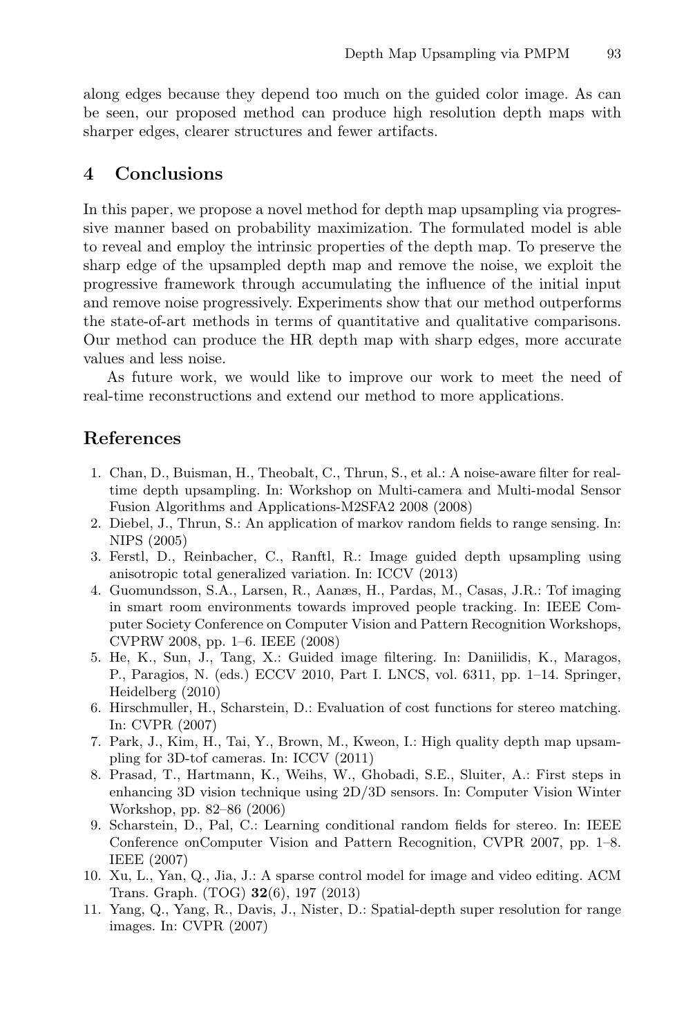along edges because they depend too much on the guided color image. As can be seen, our proposed method can produce high resolution depth maps with sharper edges, clearer structures and fewer artifacts.

## 4 Conclusions

In this paper, we propose a novel method for depth map upsampling via progressive manner based on probability maximization. The formulated model is able to reveal and employ the intrinsic properties of the depth map. To preserve the sharp edge of the upsampled depth map and remove the noise, we exploit the progressive framework through accumulating the influence of the initial input and remove noise progressively. Experiments show that our method outperforms the state-of-art methods in terms of quantitative and qualitative comparisons. Our method can produce the HR depth map with sharp edges, more accurate values and less noise.

As future work, we would like to improve our work to meet the need of real-time reconstructions and extend our method to more applications.

## References

1. Chan, D., Buisman, H., Theobalt, C., Thrun, S., et al.: A noise-aware filter for real-time depth upsampling. In: Workshop on Multi-camera and Multi-modal Sensor Fusion Algorithms and Applications-M2SFA2 2008 (2008)
2. Diebel, J., Thrun, S.: An application of markov random fields to range sensing. In: NIPS (2005)
3. Ferstl, D., Reinbacher, C., Ranftl, R.: Image guided depth upsampling using anisotropic total generalized variation. In: ICCV (2013)
4. Guomundsson, S.A., Larsen, R., Aanæs, H., Pardas, M., Casas, J.R.: Tof imaging in smart room environments towards improved people tracking. In: IEEE Computer Society Conference on Computer Vision and Pattern Recognition Workshops, CVPRW 2008, pp. 1–6. IEEE (2008)
5. He, K., Sun, J., Tang, X.: Guided image filtering. In: Daniilidis, K., Maragos, P., Paragios, N. (eds.) ECCV 2010, Part I. LNCS, vol. 6311, pp. 1–14. Springer, Heidelberg (2010)
6. Hirschmuller, H., Scharstein, D.: Evaluation of cost functions for stereo matching. In: CVPR (2007)
7. Park, J., Kim, H., Tai, Y., Brown, M., Kweon, I.: High quality depth map upsampling for 3D-tof cameras. In: ICCV (2011)
8. Prasad, T., Hartmann, K., Weihs, W., Ghobadi, S.E., Sluiter, A.: First steps in enhancing 3D vision technique using 2D/3D sensors. In: Computer Vision Winter Workshop, pp. 82–86 (2006)
9. Scharstein, D., Pal, C.: Learning conditional random fields for stereo. In: IEEE Conference onComputer Vision and Pattern Recognition, CVPR 2007, pp. 1–8. IEEE (2007)
10. Xu, L., Yan, Q., Jia, J.: A sparse control model for image and video editing. ACM Trans. Graph. (TOG) **32**(6), 197 (2013)
11. Yang, Q., Yang, R., Davis, J., Nister, D.: Spatial-depth super resolution for range images. In: CVPR (2007)